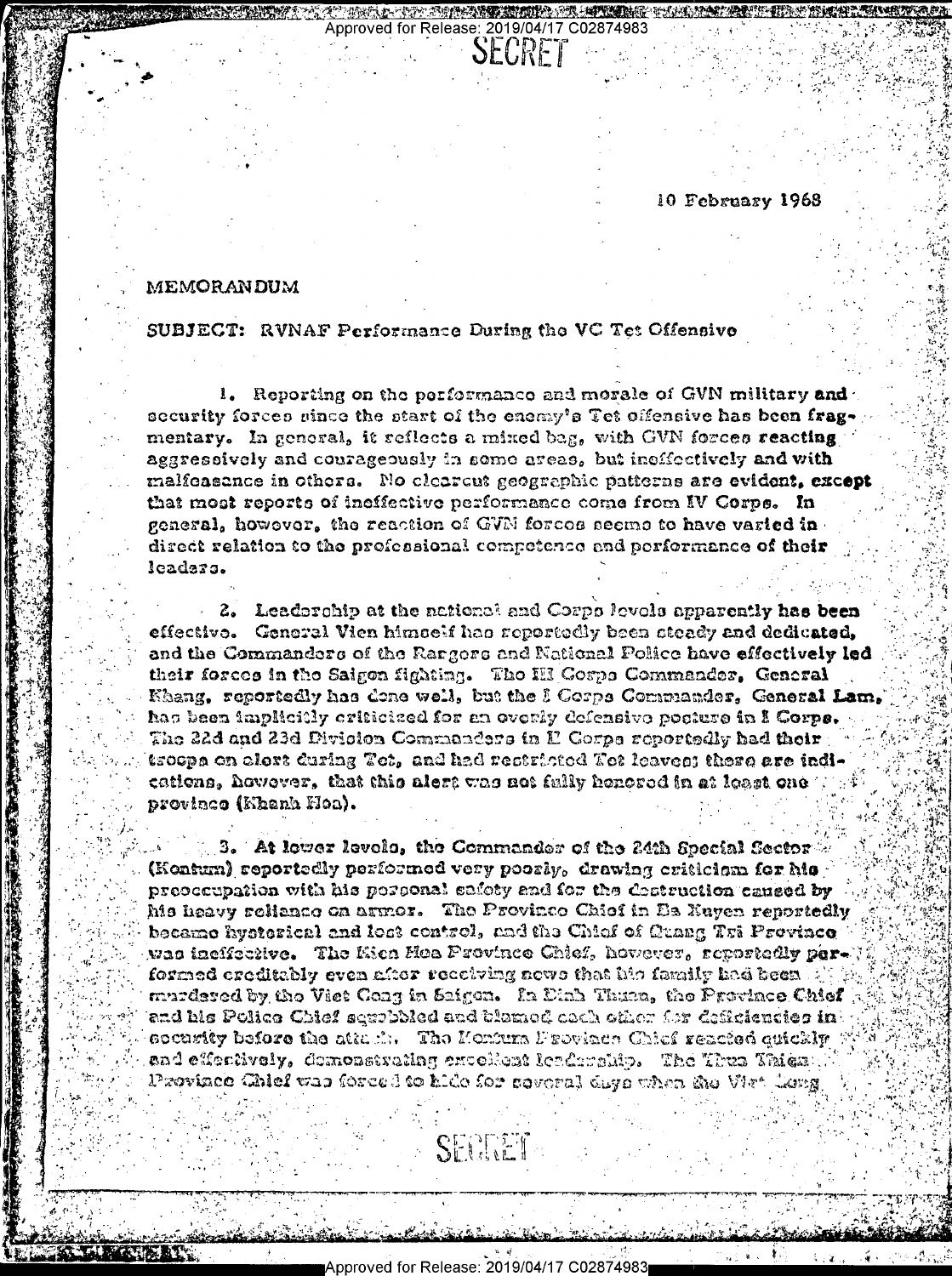10 February 1968

MEMORANDUM

SUBJECT: RVNAF Performance During the VC Tet Offensive

1. Reporting on the performance and morale of GVN military and security forces since the start of the enemy's Tet offensive has been fragmentary. In general, it reflects a mixed bag, with GVN forces reacting aggressively and courageously in some areas, but ineffectively and with malfeasance in others. No clearcut geographic patterns are evident, except that most reports of ineffective performance come from IV Corps. In general, however, the reaction of GVN forces seems to have varied in direct relation to the professional competence and performance of their leaders.

2. Leadership at the national and Corps levels apparently has been effective. General Vien himself has reportedly been steady and dedicated, and the Commanders of the Rangers and National Police have effectively led their forces in the Saigon fighting. The III Corps Commander, General Khang, reportedly has done well, but the I Corps Commander, General Lam, has been implicitly criticized for an overly defensive posture in I Corps. The 22d and 23d Division Commanders in II Corps reportedly had their troops on alert during Tet, and had restricted Tet leaves; there are indications, however, that this alert was not fully honored in at least one province (Khanh Hoa).

3. At lower levels, the Commander of the 24th Special Sector (Kontum) reportedly performed very poorly, drawing criticism for his preoccupation with his personal safety and for the destruction caused by his heavy reliance on armor. The Province Chief in Ba Xuyen reportedly became hysterical and lost control, and the Chief of Quang Tri Province was ineffective. The Kien Hoa Province Chief, however, reportedly performed creditably even after receiving news that his family had been murdered by the Viet Cong in Saigon. In Dinh Tuong, the Province Chief and his Police Chief squabbled and blamed each other for deficiencies in security before the attack. The Kontum Province Chief reacted quickly and effectively, demonstrating excellent leadership. The Thua Thien Province Chief was forced to hide for several days when the Viet Cong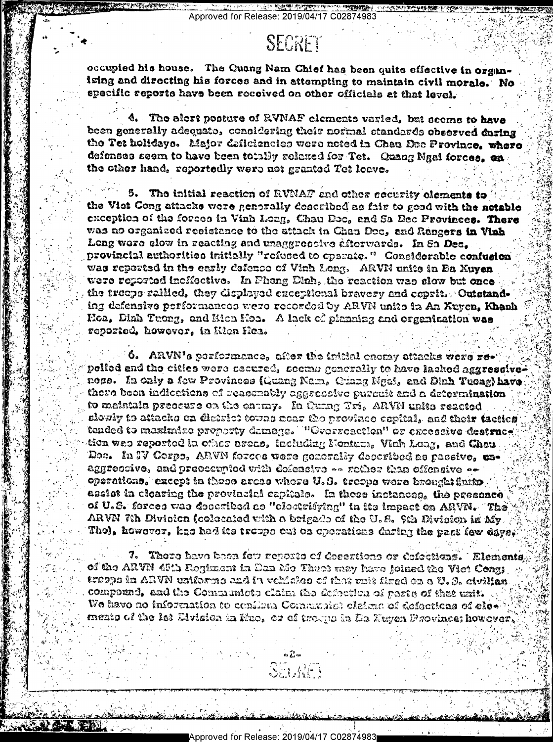occupied his house. The Quang Nam Chief has been quite effective in organizing and directing his forces and in attempting to maintain civil morale. No specific reports have been received on other officials at that level.

4. The alert posture of RVNAF elements varied, but seems to have been generally adequate, considering their normal standards observed during the Tet holidays. Major deficiencies were noted in Chau Doc Province, where defenses seem to have been totally relaxed for Tet. Quang Ngai forces, on the other hand, reportedly were not granted Tet leave.

5. The initial reaction of RVNAF and other security elements to the Viet Cong attacks were generally described as fair to good with the notable exception of the forces in Vinh Long, Chau Doc, and Sa Dec Provinces. There was no organized resistance to the attack in Chau Doc, and Rangers in Vinh Long were slow in reacting and unaggressive afterwards. In Sa Dec, provincial authorities initially "refused to operate." Considerable confusion was reported in the early defense of Vinh Long. ARVN units in Ba Xuyen were reported ineffective. In Phong Dinh, the reaction was slow but once the troops rallied, they displayed exceptional bravery and esprit. Outstanding defensive performances were recorded by ARVN units in An Xuyen, Khanh Hoa, Dinh Tuong, and Kien Hoa. A lack of planning and organization was reported, however, in Kien Hoa.

6. ARVN's performance, after the initial enemy attacks were repelled and the cities were secured, seems generally to have lacked aggressiveness. In only a few Provinces (Quang Nam, Quang Ngai, and Dinh Tuong) have there been indications of reasonably aggressive pursuit and a determination to maintain pressure on the enemy. In Quang Tri, ARVN units reacted slowly to attacks on district towns near the province capital, and their tactics tended to maximize property damage. "Overreaction" or excessive destruction was reported in other areas, including Kontum, Vinh Long, and Chau Doc. In IV Corps, ARVN forces were generally described as passive, unaggressive, and preoccupied with defensive -- rather than offensive -- operations, except in those areas where U.S. troops were brought in to assist in clearing the provincial capitals. In those instances, the presence of U.S. forces was described as "electrifying" in its impact on ARVN. The ARVN 7th Division (colocated with a brigade of the U.S. 9th Division in My Tho), however, has had its troops out on operations during the past few days.

7. There have been few reports of desertions or defections. Elements of the ARVN 45th Regiment in Ban Me Thuot may have joined the Viet Cong; troops in ARVN uniforms and in vehicles of that unit fired on a U.S. civilian compound, and the Communists claim the defection of parts of that unit. We have no information to confirm Communist claims of defections of elements of the 1st Division in Hue, or of troops in Ba Xuyen Province; however,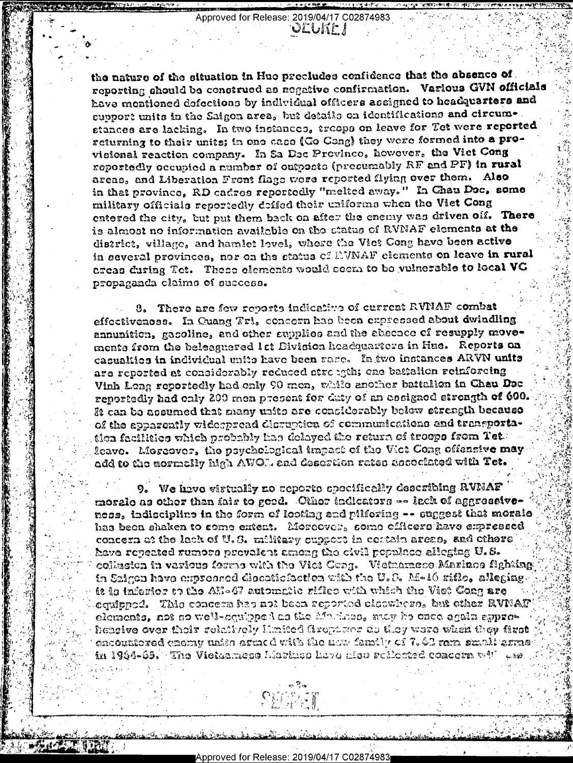the nature of the situation in Hue precludes confidence that the absence of reporting should be construed as negative confirmation. Various GVN officials have mentioned defections by individual officers assigned to headquarters and support units in the Saigon area, but details on identifications and circumstances are lacking. In two instances, troops on leave for Tet were reported returning to their units; in one case (Go Cong) they were formed into a provisional reaction company. In Sa Dec Province, however, the Viet Cong reportedly occupied a number of outposts (presumably RF and PF) in rural areas, and Liberation Front flags were reported flying over them. Also in that province, RD cadres reportedly "melted away." In Chau Doc, some military officials reportedly doffed their uniforms when the Viet Cong entered the city, but put them back on after the enemy was driven off. There is almost no information available on the status of RVNAF elements at the district, village, and hamlet level, where the Viet Cong have been active in several provinces, nor on the status of RVNAF elements on leave in rural areas during Tet. These elements would seem to be vulnerable to local VC propaganda claims of success.

8. There are few reports indicative of current RVNAF combat effectiveness. In Quang Tri, concern has been expressed about dwindling ammunition, gasoline, and other supplies and the absence of resupply movements from the beleaguered 1st Division headquarters in Hue. Reports on casualties in individual units have been rare. In two instances ARVN units are reported at considerably reduced strength; one battalion reinforcing Vinh Long reportedly had only 90 men, while another battalion in Chau Doc reportedly had only 200 men present for duty of an assigned strength of 600. It can be assumed that many units are considerably below strength because of the apparently widespread disruption of communications and transportation facilities which probably has delayed the return of troops from Tet leave. Moreover, the psychological impact of the Viet Cong offensive may add to the normally high AWOL and desertion rates associated with Tet.

9. We have virtually no reports specifically describing RVNAF morale as other than fair to good. Other indicators -- lack of aggressiveness, indiscipline in the form of looting and pilfering -- suggest that morale has been shaken to some extent. Moreover, some officers have expressed concern at the lack of U.S. military support in certain areas, and others have repeated rumors prevalent among the civil populace alleging U.S. collusion in various forms with the Viet Cong. Vietnamese Marines fighting in Saigon have expressed dissatisfaction with the U.S. M-16 rifle, alleging it is inferior to the AK-47 automatic rifles with which the Viet Cong are equipped. This concern has not been reported elsewhere, but other RVNAF elements, not so well-equipped as the Marines, may be once again apprehensive over their relatively limited firepower as they were when they first encountered enemy units armed with the new family of 7.62 mm small arms in 1964-65. The Vietnamese Marines have also reflected concern with the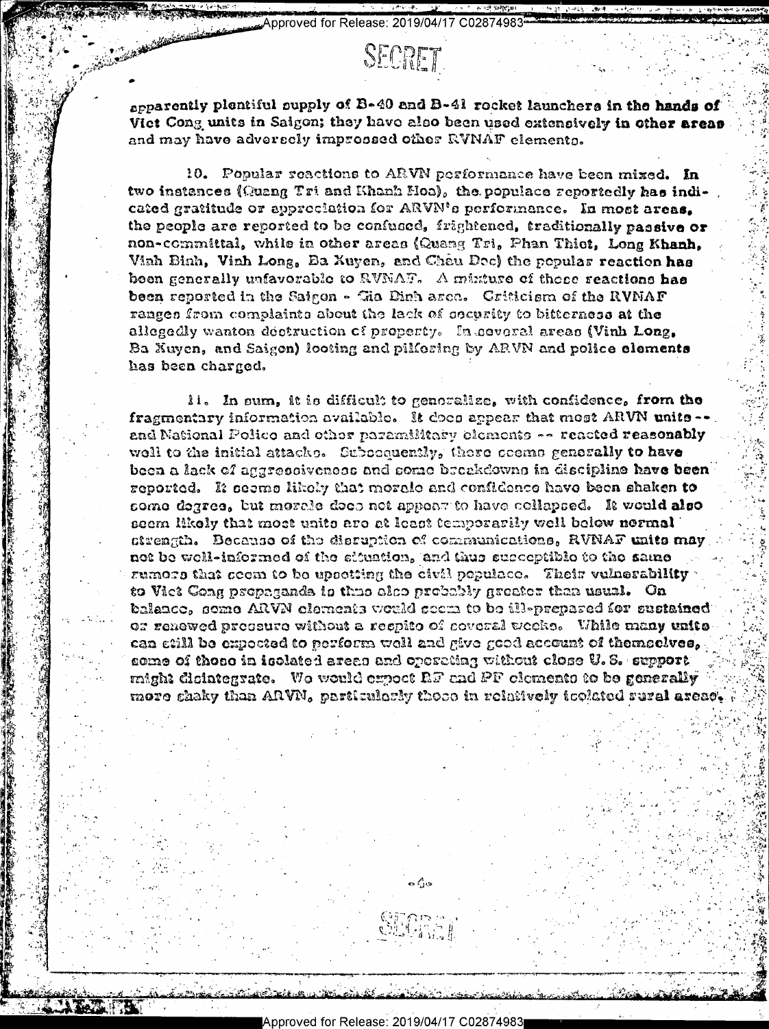SECRET

apparently plentiful supply of B-40 and B-41 rocket launchers in the hands of Viet Cong units in Saigon; they have also been used extensively in other areas and may have adversely impressed other RVNAF elements.

10. Popular reactions to ARVN performance have been mixed. In two instances (Quang Tri and Khanh Hoa), the populace reportedly has indicated gratitude or appreciation for ARVN's performance. In most areas, the people are reported to be confused, frightened, traditionally passive or non-committal, while in other areas (Quang Tri, Phan Thiet, Long Khanh, Vinh Binh, Vinh Long, Ba Xuyen, and Chau Doc) the popular reaction has been generally unfavorable to RVNAF. A mixture of these reactions has been reported in the Saigon - Gia Dinh area. Criticism of the RVNAF ranges from complaints about the lack of security to bitterness at the allegedly wanton destruction of property. In several areas (Vinh Long, Ba Xuyen, and Saigon) looting and pilfering by ARVN and police elements has been charged.

11. In sum, it is difficult to generalize, with confidence, from the fragmentary information available. It does appear that most ARVN units -- and National Police and other paramilitary elements -- reacted reasonably well to the initial attacks. Subsequently, there seems generally to have been a lack of aggressiveness and some breakdowns in discipline have been reported. It seems likely that morale and confidence have been shaken to some degree, but morale does not appear to have collapsed. It would also seem likely that most units are at least temporarily well below normal strength. Because of the disruption of communications, RVNAF units may not be well-informed of the situation, and thus susceptible to the same rumors that seem to be upsetting the civil populace. Their vulnerability to Viet Cong propaganda is thus also probably greater than usual. On balance, some ARVN elements would seem to be ill-prepared for sustained or renewed pressure without a respite of several weeks. While many units can still be expected to perform well and give good account of themselves, some of those in isolated areas and operating without close U.S. support might disintegrate. We would expect RF and PF elements to be generally more shaky than ARVN, particularly those in relatively isolated rural areas.

SECRET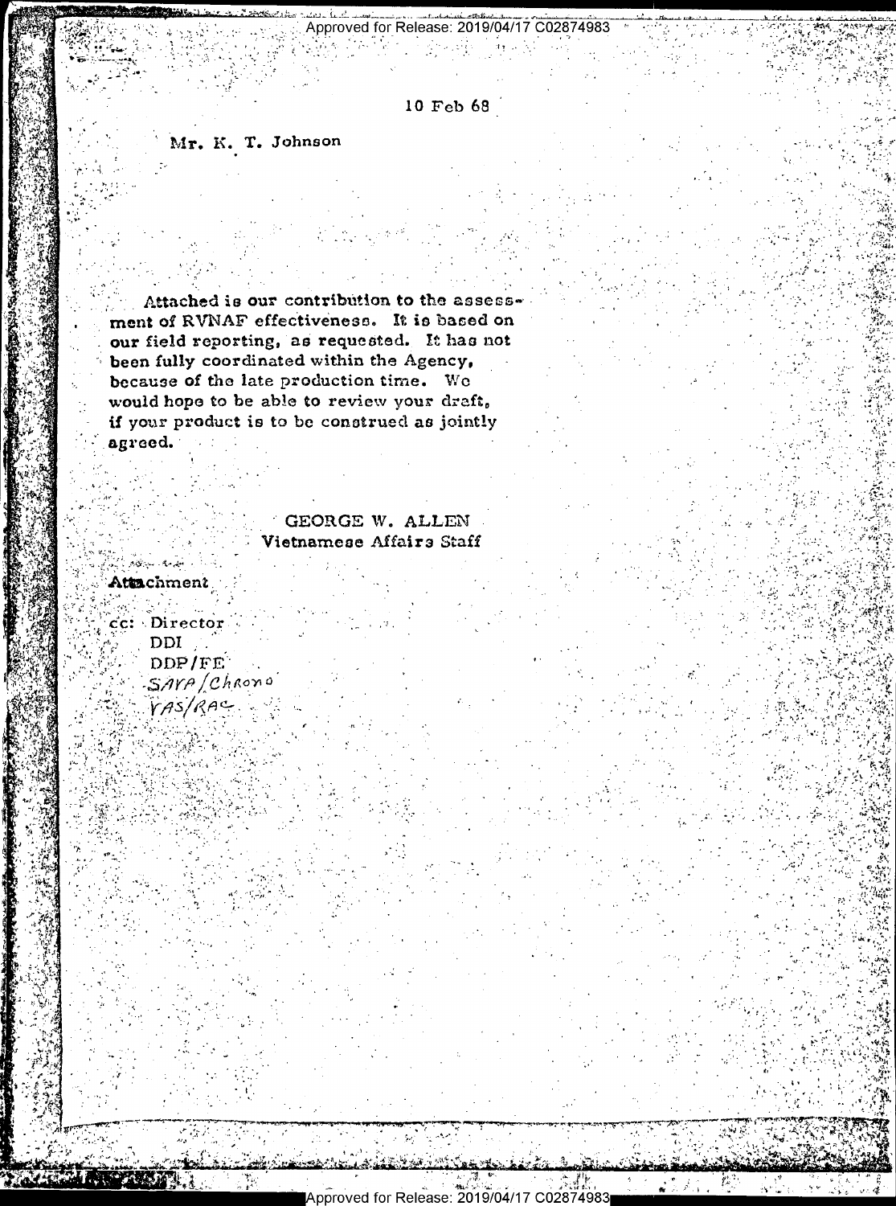10 Feb 68

Mr. K. T. Johnson

Attached is our contribution to the assessment of RVNAF effectiveness. It is based on our field reporting, as requested. It has not been fully coordinated within the Agency, because of the late production time. We would hope to be able to review your draft, if your product is to be construed as jointly agreed.

GEORGE W. ALLEN
Vietnamese Affairs Staff

Attachment

cc: Director
DDI
DDP/FE
SAVA/Chrono
VAS/RAC